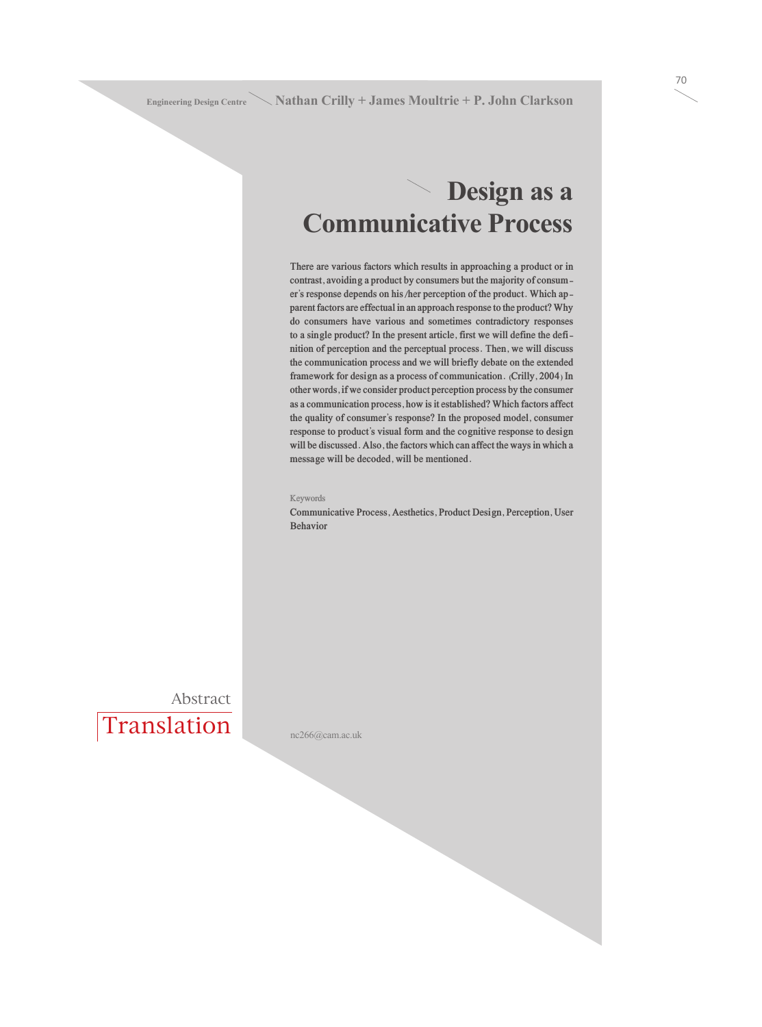Engineering Design Centre

Nathan Crilly + James Moultrie + P. John Clarkson

# Design as a Communicative Process

There are various factors which results in approaching a product or in contrast, avoiding a product by consumers but the majority of consumer's response depends on his/her perception of the product. Which apparent factors are effectual in an approach response to the product? Why do consumers have various and sometimes contradictory responses to a single product? In the present article, first we will define the definition of perception and the perceptual process. Then, we will discuss the communication process and we will briefly debate on the extended framework for design as a process of communication. (Crilly, 2004) In other words, if we consider product perception process by the consumer as a communication process, how is it established? Which factors affect the quality of consumer's response? In the proposed model, consumer response to product's visual form and the cognitive response to design will be discussed. Also, the factors which can affect the ways in which a message will be decoded, will be mentioned.

Keywords

Communicative Process, Aesthetics, Product Design, Perception, User Behavior

nc266@cam.ac.uk

Abstract

Translation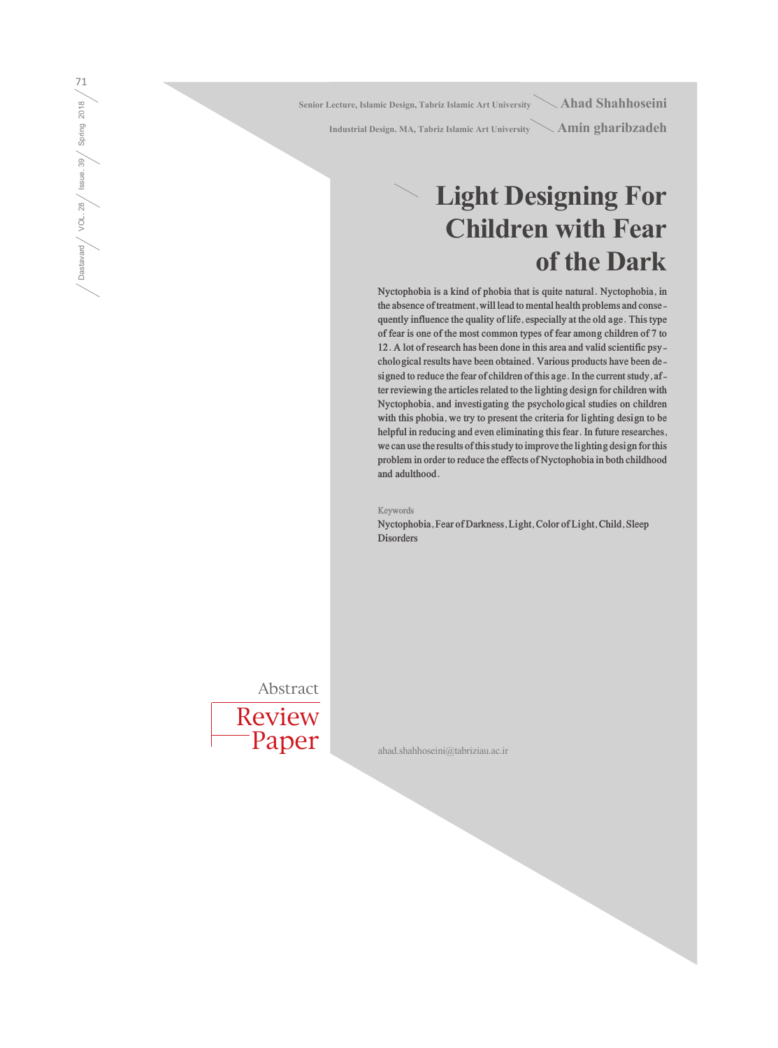Senior Lecture, Islamic Design, Tabriz Islamic Art University — **Ahad Shahhoseini**

Industrial Design. MA, Tabriz Islamic Art University — **Amin gharibzadeh**

# Light Designing For Children with Fear of the Dark

Nyctophobia is a kind of phobia that is quite natural. Nyctophobia, in the absence of treatment, will lead to mental health problems and consequently influence the quality of life, especially at the old age. This type of fear is one of the most common types of fear among children of 7 to 12. A lot of research has been done in this area and valid scientific psychological results have been obtained. Various products have been designed to reduce the fear of children of this age. In the current study, after reviewing the articles related to the lighting design for children with Nyctophobia, and investigating the psychological studies on children with this phobia, we try to present the criteria for lighting design to be helpful in reducing and even eliminating this fear. In future researches, we can use the results of this study to improve the lighting design for this problem in order to reduce the effects of Nyctophobia in both childhood and adulthood.

Keywords

Nyctophobia, Fear of Darkness, Light, Color of Light, Child, Sleep Disorders

Abstract

Review Paper

ahad.shahhoseini@tabriziau.ac.ir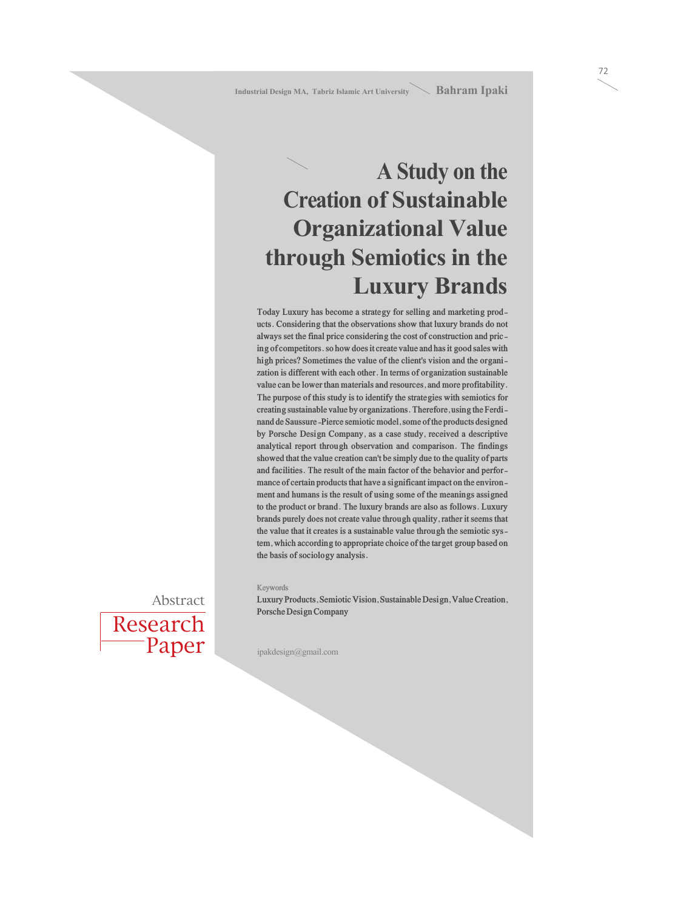Industrial Design MA, Tabriz Islamic Art University — **Bahram Ipaki**

# A Study on the Creation of Sustainable Organizational Value through Semiotics in the Luxury Brands

Today Luxury has become a strategy for selling and marketing products. Considering that the observations show that luxury brands do not always set the final price considering the cost of construction and pricing of competitors. so how does it create value and has it good sales with high prices? Sometimes the value of the client's vision and the organization is different with each other. In terms of organization sustainable value can be lower than materials and resources, and more profitability. The purpose of this study is to identify the strategies with semiotics for creating sustainable value by organizations. Therefore, using the Ferdinand de Saussure-Pierce semiotic model, some of the products designed by Porsche Design Company, as a case study, received a descriptive analytical report through observation and comparison. The findings showed that the value creation can't be simply due to the quality of parts and facilities. The result of the main factor of the behavior and performance of certain products that have a significant impact on the environment and humans is the result of using some of the meanings assigned to the product or brand. The luxury brands are also as follows. Luxury brands purely does not create value through quality, rather it seems that the value that it creates is a sustainable value through the semiotic system, which according to appropriate choice of the target group based on the basis of sociology analysis.

Keywords

Luxury Products, Semiotic Vision, Sustainable Design, Value Creation, Porsche Design Company

ipakdesign@gmail.com

Abstract

Research Paper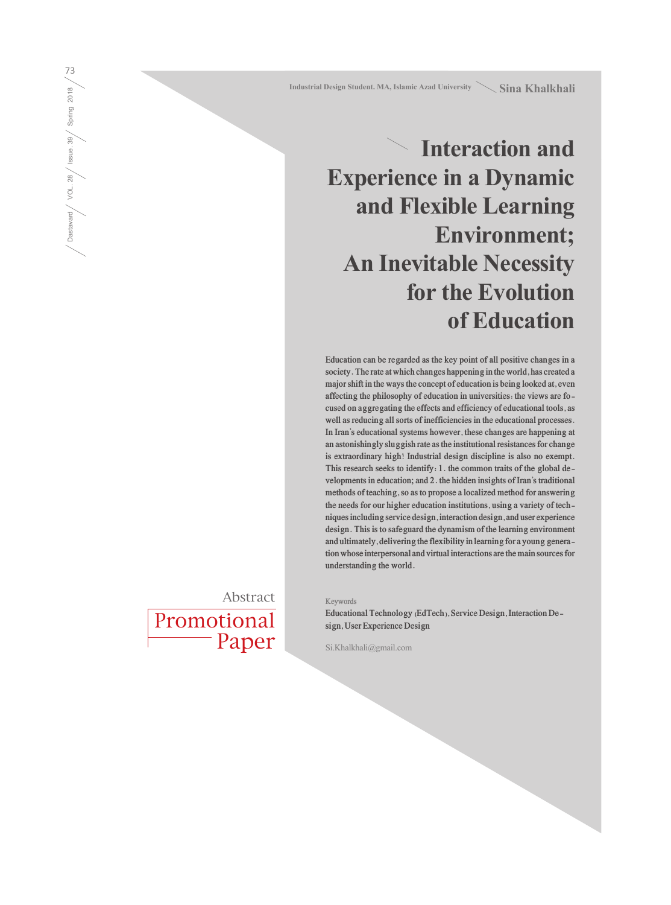Industrial Design Student. MA, Islamic Azad University — **Sina Khalkhali**

# Interaction and Experience in a Dynamic and Flexible Learning Environment; An Inevitable Necessity for the Evolution of Education

## Abstract

**Promotional Paper**

Education can be regarded as the key point of all positive changes in a society. The rate at which changes happening in the world, has created a major shift in the ways the concept of education is being looked at, even affecting the philosophy of education in universities: the views are focused on aggregating the effects and efficiency of educational tools, as well as reducing all sorts of inefficiencies in the educational processes. In Iran's educational systems however, these changes are happening at an astonishingly sluggish rate as the institutional resistances for change is extraordinary high! Industrial design discipline is also no exempt. This research seeks to identify: 1. the common traits of the global developments in education; and 2. the hidden insights of Iran's traditional methods of teaching, so as to propose a localized method for answering the needs for our higher education institutions, using a variety of techniques including service design, interaction design, and user experience design. This is to safeguard the dynamism of the learning environment and ultimately, delivering the flexibility in learning for a young generation whose interpersonal and virtual interactions are the main sources for understanding the world.

Keywords

Educational Technology (EdTech), Service Design, Interaction Design, User Experience Design

Si.Khalkhali@gmail.com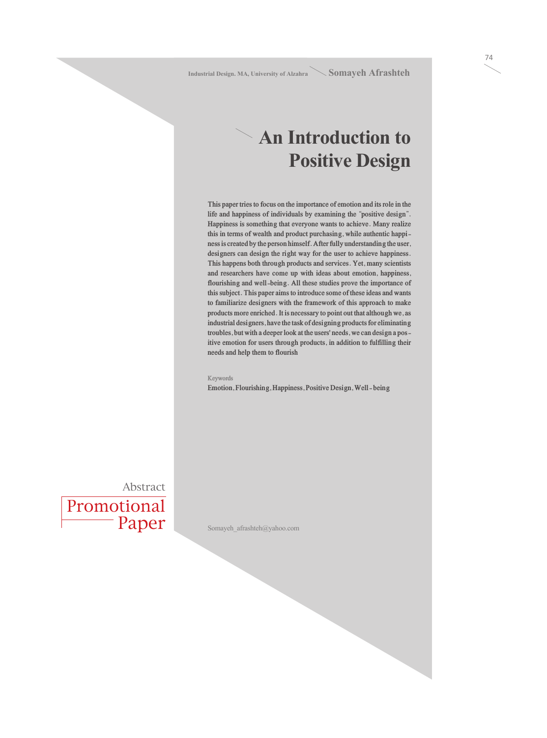Industrial Design. MA, University of Alzahra

**Somayeh Afrashteh**

# An Introduction to Positive Design

## Abstract

## Promotional Paper

This paper tries to focus on the importance of emotion and its role in the life and happiness of individuals by examining the "positive design". Happiness is something that everyone wants to achieve. Many realize this in terms of wealth and product purchasing, while authentic happiness is created by the person himself. After fully understanding the user, designers can design the right way for the user to achieve happiness. This happens both through products and services. Yet, many scientists and researchers have come up with ideas about emotion, happiness, flourishing and well-being. All these studies prove the importance of this subject. This paper aims to introduce some of these ideas and wants to familiarize designers with the framework of this approach to make products more enriched. It is necessary to point out that although we, as industrial designers, have the task of designing products for eliminating troubles, but with a deeper look at the users' needs, we can design a positive emotion for users through products, in addition to fulfilling their needs and help them to flourish

Keywords

Emotion, Flourishing, Happiness, Positive Design, Well-being

Somayeh_afrashteh@yahoo.com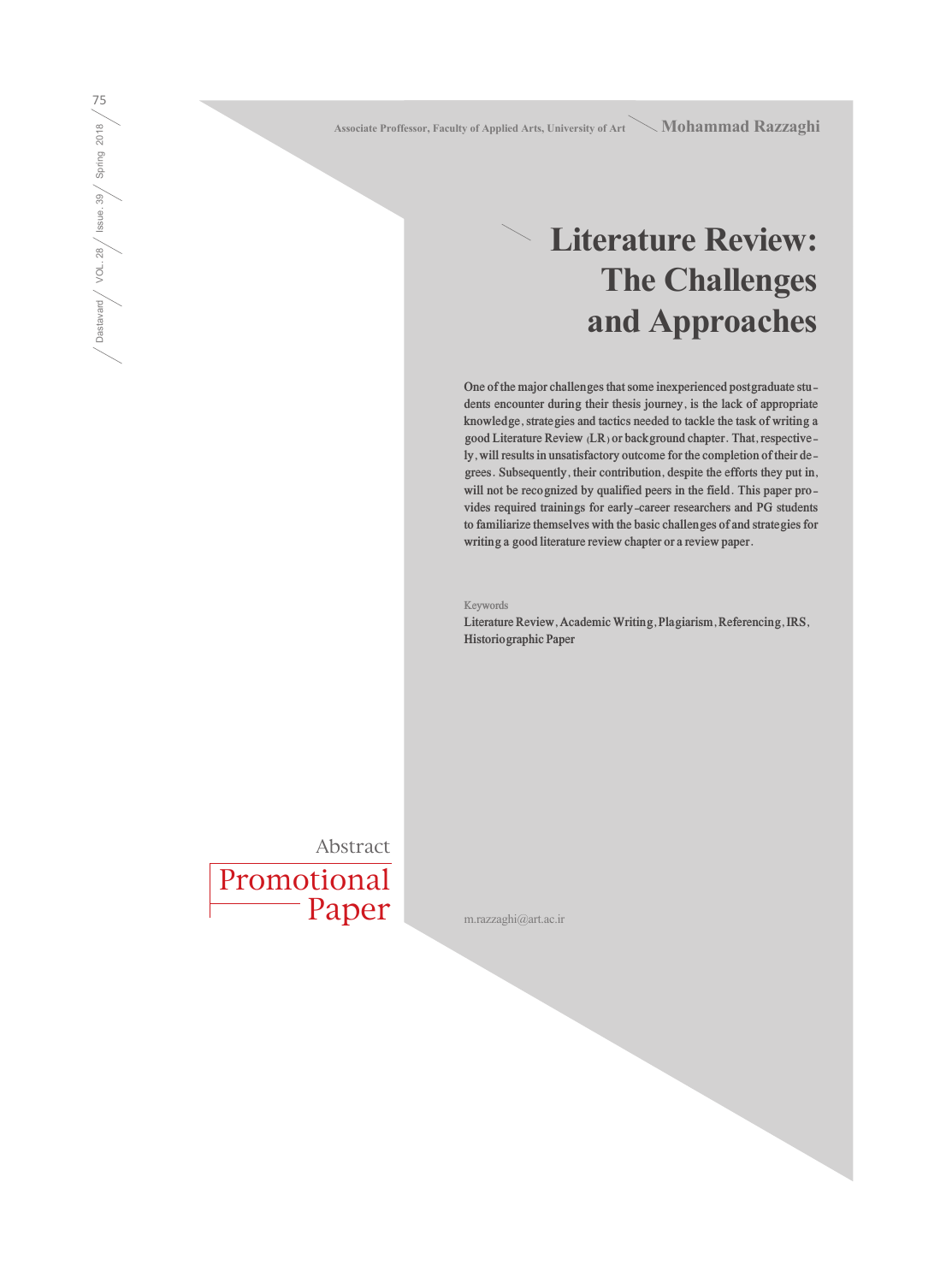Associate Proffessor, Faculty of Applied Arts, University of Art — **Mohammad Razzaghi**

# Literature Review: The Challenges and Approaches

Abstract

Promotional Paper

One of the major challenges that some inexperienced postgraduate students encounter during their thesis journey, is the lack of appropriate knowledge, strategies and tactics needed to tackle the task of writing a good Literature Review (LR) or background chapter. That, respectively, will results in unsatisfactory outcome for the completion of their degrees. Subsequently, their contribution, despite the efforts they put in, will not be recognized by qualified peers in the field. This paper provides required trainings for early-career researchers and PG students to familiarize themselves with the basic challenges of and strategies for writing a good literature review chapter or a review paper.

Keywords

Literature Review, Academic Writing, Plagiarism, Referencing, IRS, Historiographic Paper

m.razzaghi@art.ac.ir